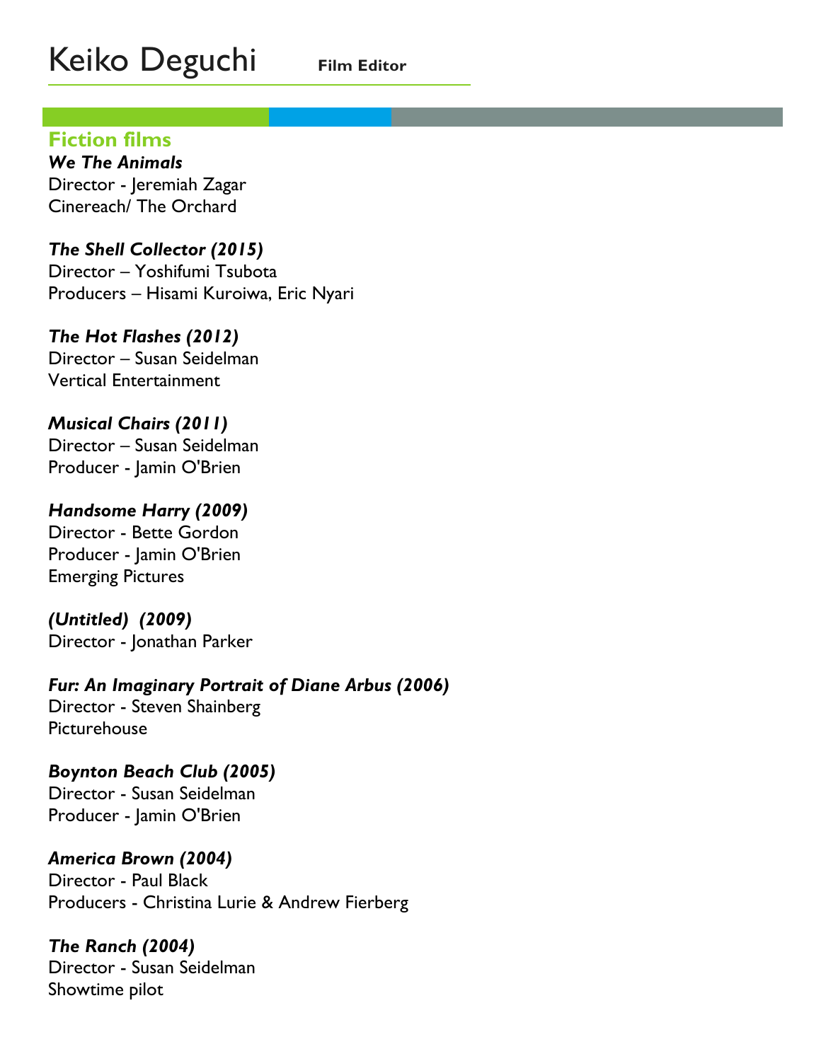# Keiko Deguchi **Film Editor**

## Fiction films

***We The Animals***
Director - Jeremiah Zagar
Cinereach/ The Orchard

***The Shell Collector (2015)***
Director – Yoshifumi Tsubota
Producers – Hisami Kuroiwa, Eric Nyari

***The Hot Flashes (2012)***
Director – Susan Seidelman
Vertical Entertainment

***Musical Chairs (2011)***
Director – Susan Seidelman
Producer - Jamin O'Brien

***Handsome Harry (2009)***
Director - Bette Gordon
Producer - Jamin O'Brien
Emerging Pictures

***(Untitled) (2009)***
Director - Jonathan Parker

***Fur: An Imaginary Portrait of Diane Arbus (2006)***
Director - Steven Shainberg
Picturehouse

***Boynton Beach Club (2005)***
Director - Susan Seidelman
Producer - Jamin O'Brien

***America Brown (2004)***
Director - Paul Black
Producers - Christina Lurie & Andrew Fierberg

***The Ranch (2004)***
Director - Susan Seidelman
Showtime pilot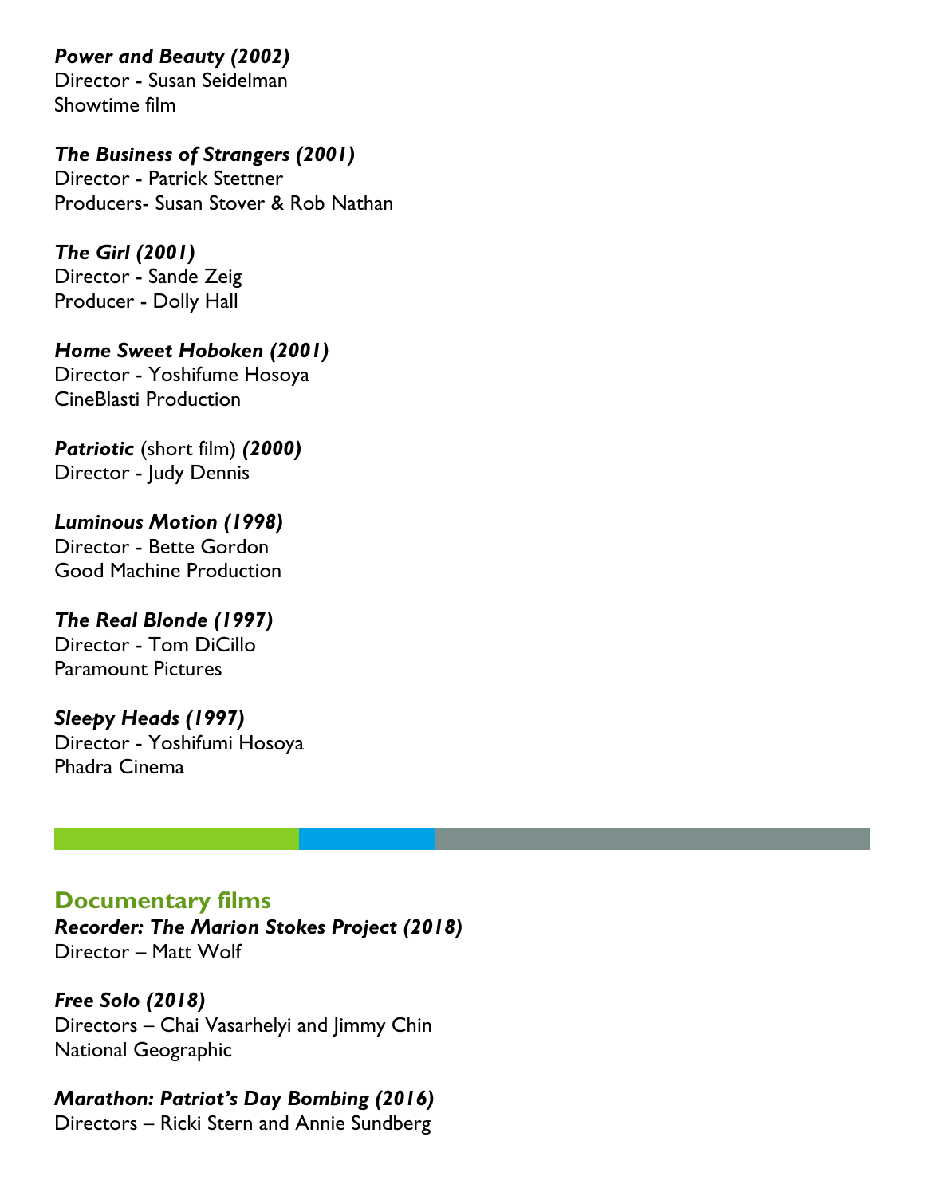***Power and Beauty (2002)***
Director - Susan Seidelman
Showtime film

***The Business of Strangers (2001)***
Director - Patrick Stettner
Producers- Susan Stover & Rob Nathan

***The Girl (2001)***
Director - Sande Zeig
Producer - Dolly Hall

***Home Sweet Hoboken (2001)***
Director - Yoshifume Hosoya
CineBlasti Production

***Patriotic*** (short film) ***(2000)***
Director - Judy Dennis

***Luminous Motion (1998)***
Director - Bette Gordon
Good Machine Production

***The Real Blonde (1997)***
Director - Tom DiCillo
Paramount Pictures

***Sleepy Heads (1997)***
Director - Yoshifumi Hosoya
Phadra Cinema

## Documentary films

***Recorder: The Marion Stokes Project (2018)***
Director – Matt Wolf

***Free Solo (2018)***
Directors – Chai Vasarhelyi and Jimmy Chin
National Geographic

***Marathon: Patriot's Day Bombing (2016)***
Directors – Ricki Stern and Annie Sundberg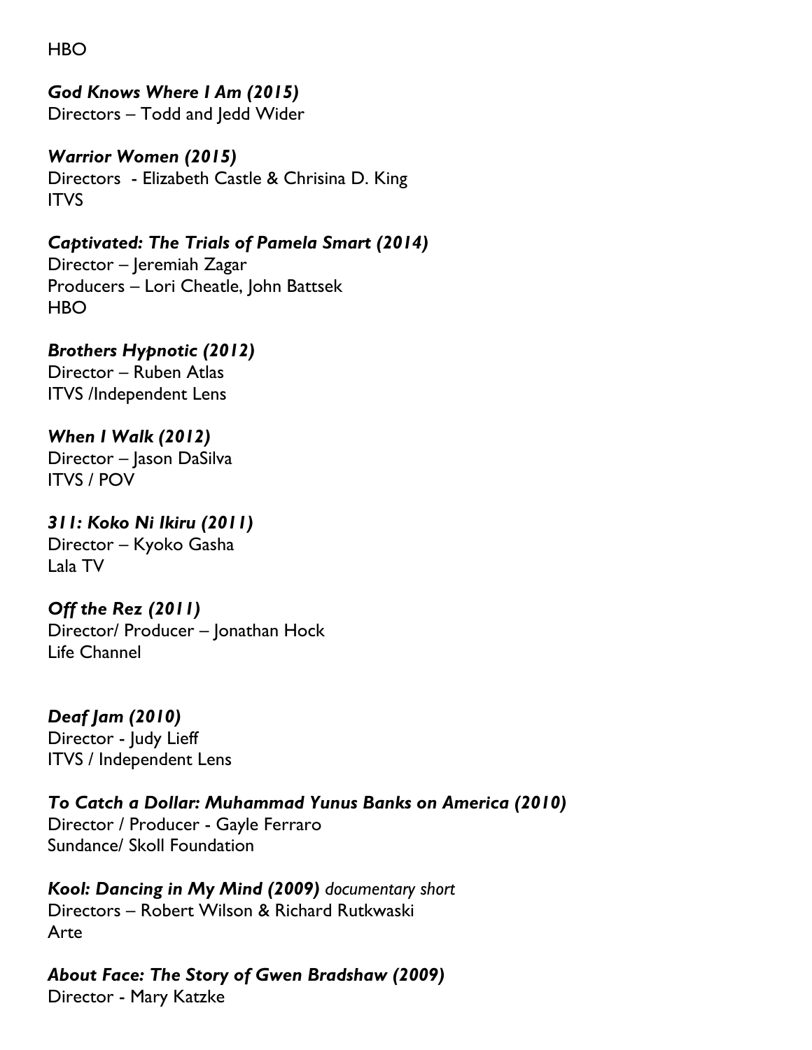HBO

***God Knows Where I Am (2015)***
Directors – Todd and Jedd Wider

***Warrior Women (2015)***
Directors - Elizabeth Castle & Chrisina D. King
ITVS

***Captivated: The Trials of Pamela Smart (2014)***
Director – Jeremiah Zagar
Producers – Lori Cheatle, John Battsek
HBO

***Brothers Hypnotic (2012)***
Director – Ruben Atlas
ITVS /Independent Lens

***When I Walk (2012)***
Director – Jason DaSilva
ITVS / POV

***311: Koko Ni Ikiru (2011)***
Director – Kyoko Gasha
Lala TV

***Off the Rez (2011)***
Director/ Producer – Jonathan Hock
Life Channel

***Deaf Jam (2010)***
Director - Judy Lieff
ITVS / Independent Lens

***To Catch a Dollar: Muhammad Yunus Banks on America (2010)***
Director / Producer - Gayle Ferraro
Sundance/ Skoll Foundation

***Kool: Dancing in My Mind (2009)*** *documentary short*
Directors – Robert Wilson & Richard Rutkwaski
Arte

***About Face: The Story of Gwen Bradshaw (2009)***
Director - Mary Katzke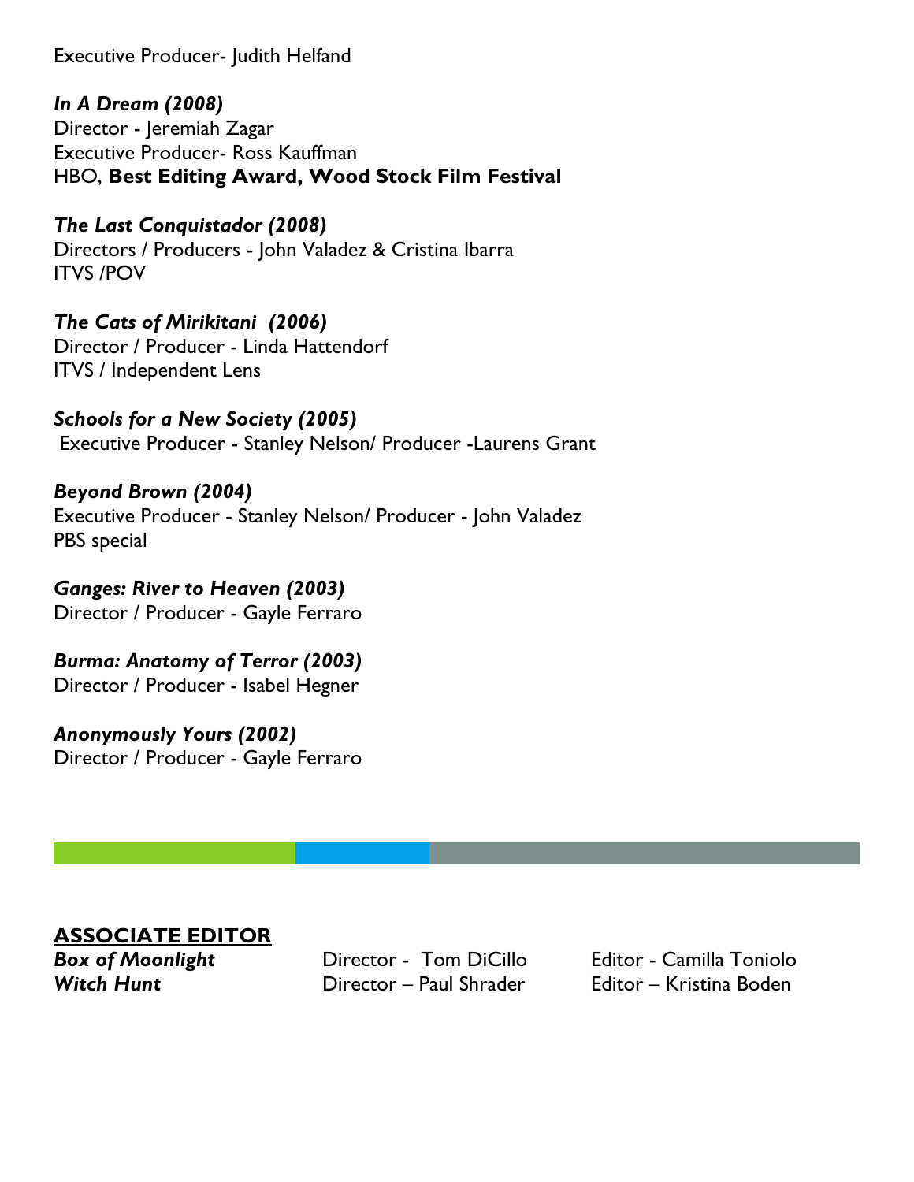Executive Producer- Judith Helfand

***In A Dream (2008)***
Director - Jeremiah Zagar
Executive Producer- Ross Kauffman
HBO, **Best Editing Award, Wood Stock Film Festival**

***The Last Conquistador (2008)***
Directors / Producers - John Valadez & Cristina Ibarra
ITVS /POV

***The Cats of Mirikitani (2006)***
Director / Producer - Linda Hattendorf
ITVS / Independent Lens

***Schools for a New Society (2005)***
Executive Producer - Stanley Nelson/ Producer -Laurens Grant

***Beyond Brown (2004)***
Executive Producer - Stanley Nelson/ Producer - John Valadez
PBS special

***Ganges: River to Heaven (2003)***
Director / Producer - Gayle Ferraro

***Burma: Anatomy of Terror (2003)***
Director / Producer - Isabel Hegner

***Anonymously Yours (2002)***
Director / Producer - Gayle Ferraro

## ASSOCIATE EDITOR

| | | |
|---|---|---|
| ***Box of Moonlight*** | Director - Tom DiCillo | Editor - Camilla Toniolo |
| ***Witch Hunt*** | Director – Paul Shrader | Editor – Kristina Boden |